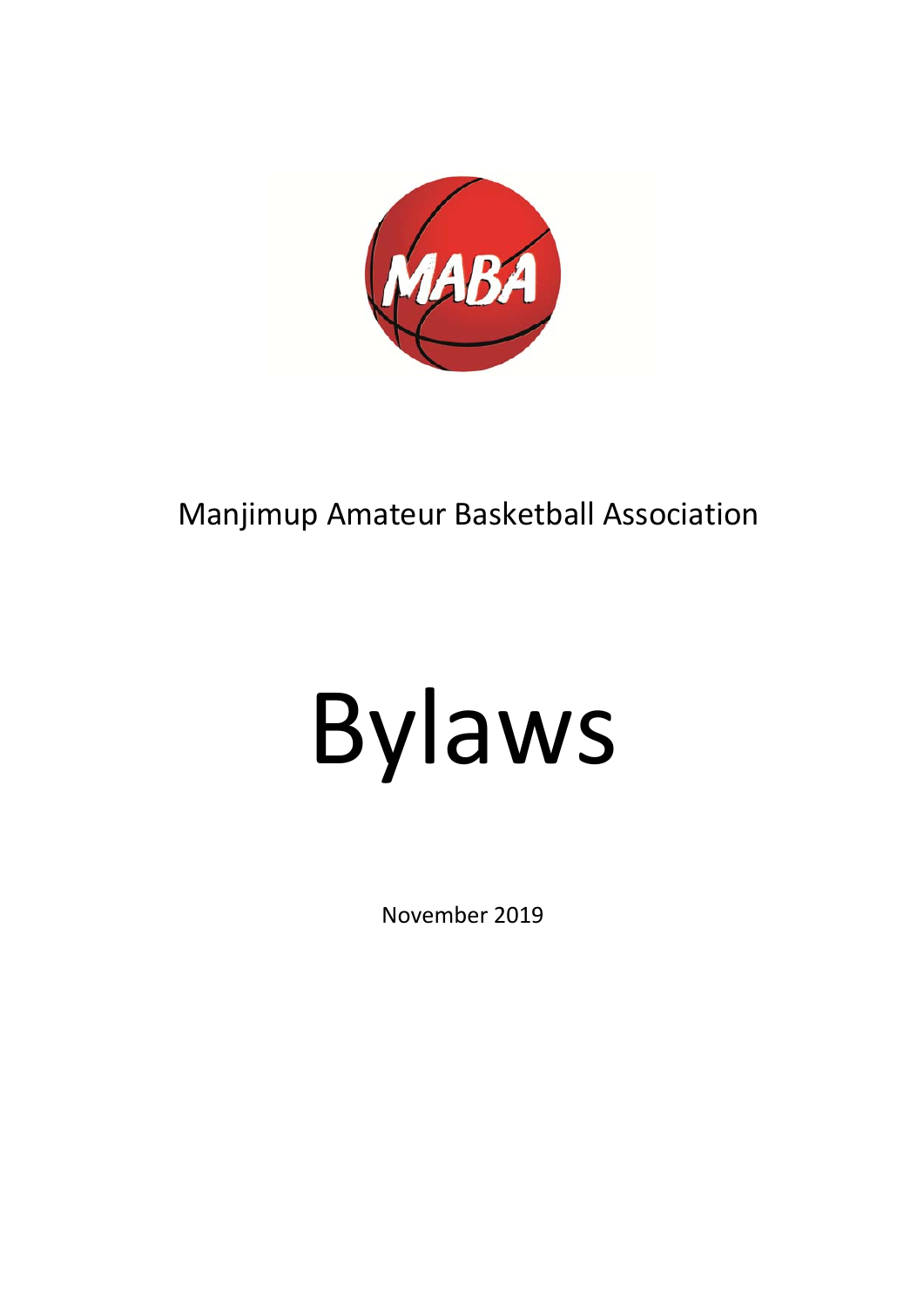Manjimup Amateur Basketball Association

# Bylaws

November 2019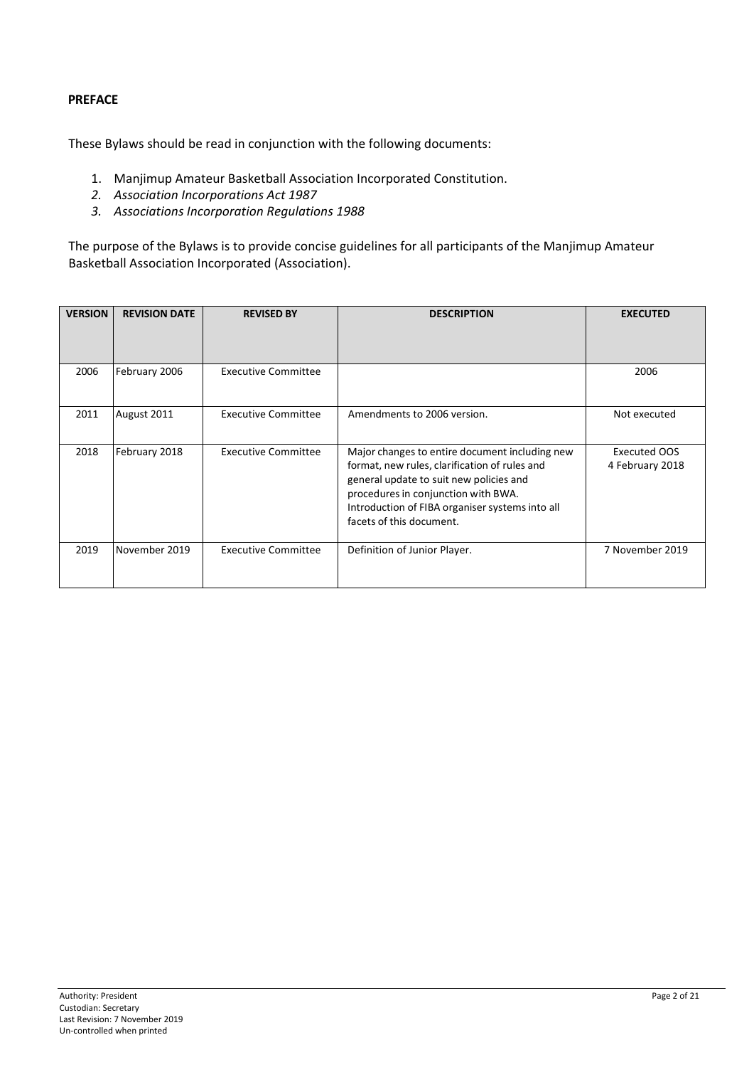**PREFACE**

These Bylaws should be read in conjunction with the following documents:

1. Manjimup Amateur Basketball Association Incorporated Constitution.
2. *Association Incorporations Act 1987*
3. *Associations Incorporation Regulations 1988*

The purpose of the Bylaws is to provide concise guidelines for all participants of the Manjimup Amateur Basketball Association Incorporated (Association).

| VERSION | REVISION DATE | REVISED BY | DESCRIPTION | EXECUTED |
|---|---|---|---|---|
| 2006 | February 2006 | Executive Committee | | 2006 |
| 2011 | August 2011 | Executive Committee | Amendments to 2006 version. | Not executed |
| 2018 | February 2018 | Executive Committee | Major changes to entire document including new format, new rules, clarification of rules and general update to suit new policies and procedures in conjunction with BWA. Introduction of FIBA organiser systems into all facets of this document. | Executed OOS 4 February 2018 |
| 2019 | November 2019 | Executive Committee | Definition of Junior Player. | 7 November 2019 |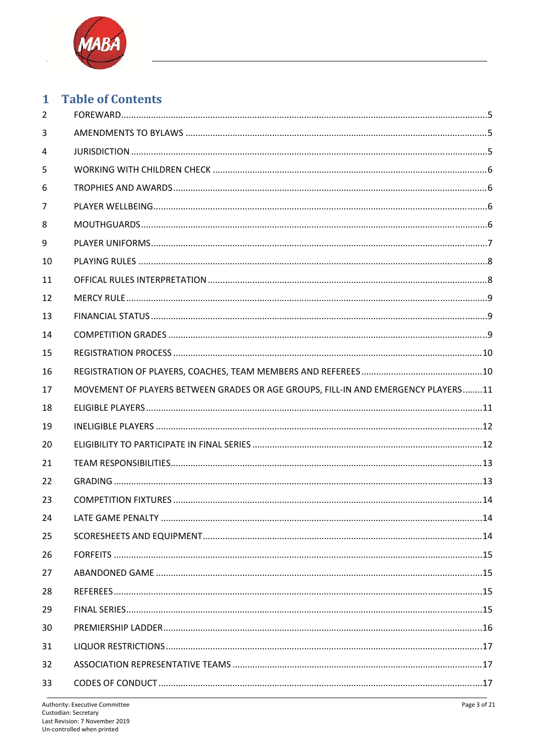# 1 Table of Contents

| | | |
|---|---|---|
| 2 | FOREWARD | 5 |
| 3 | AMENDMENTS TO BYLAWS | 5 |
| 4 | JURISDICTION | 5 |
| 5 | WORKING WITH CHILDREN CHECK | 6 |
| 6 | TROPHIES AND AWARDS | 6 |
| 7 | PLAYER WELLBEING | 6 |
| 8 | MOUTHGUARDS | 6 |
| 9 | PLAYER UNIFORMS | 7 |
| 10 | PLAYING RULES | 8 |
| 11 | OFFICAL RULES INTERPRETATION | 8 |
| 12 | MERCY RULE | 9 |
| 13 | FINANCIAL STATUS | 9 |
| 14 | COMPETITION GRADES | 9 |
| 15 | REGISTRATION PROCESS | 10 |
| 16 | REGISTRATION OF PLAYERS, COACHES, TEAM MEMBERS AND REFEREES | 10 |
| 17 | MOVEMENT OF PLAYERS BETWEEN GRADES OR AGE GROUPS, FILL-IN AND EMERGENCY PLAYERS | 11 |
| 18 | ELIGIBLE PLAYERS | 11 |
| 19 | INELIGIBLE PLAYERS | 12 |
| 20 | ELIGIBILITY TO PARTICIPATE IN FINAL SERIES | 12 |
| 21 | TEAM RESPONSIBILITIES | 13 |
| 22 | GRADING | 13 |
| 23 | COMPETITION FIXTURES | 14 |
| 24 | LATE GAME PENALTY | 14 |
| 25 | SCORESHEETS AND EQUIPMENT | 14 |
| 26 | FORFEITS | 15 |
| 27 | ABANDONED GAME | 15 |
| 28 | REFEREES | 15 |
| 29 | FINAL SERIES | 15 |
| 30 | PREMIERSHIP LADDER | 16 |
| 31 | LIQUOR RESTRICTIONS | 17 |
| 32 | ASSOCIATION REPRESENTATIVE TEAMS | 17 |
| 33 | CODES OF CONDUCT | 17 |

Authority: Executive Committee
Custodian: Secretary
Last Revision: 7 November 2019
Un-controlled when printed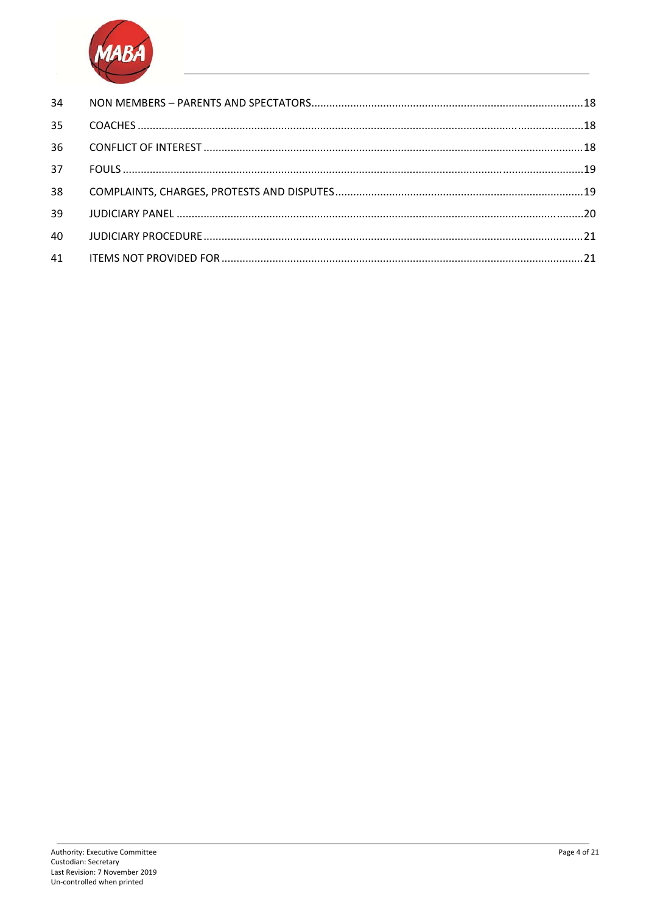| | | |
|---|---|---|
| 34 | NON MEMBERS – PARENTS AND SPECTATORS | 18 |
| 35 | COACHES | 18 |
| 36 | CONFLICT OF INTEREST | 18 |
| 37 | FOULS | 19 |
| 38 | COMPLAINTS, CHARGES, PROTESTS AND DISPUTES | 19 |
| 39 | JUDICIARY PANEL | 20 |
| 40 | JUDICIARY PROCEDURE | 21 |
| 41 | ITEMS NOT PROVIDED FOR | 21 |

Authority: Executive Committee
Custodian: Secretary
Last Revision: 7 November 2019
Un-controlled when printed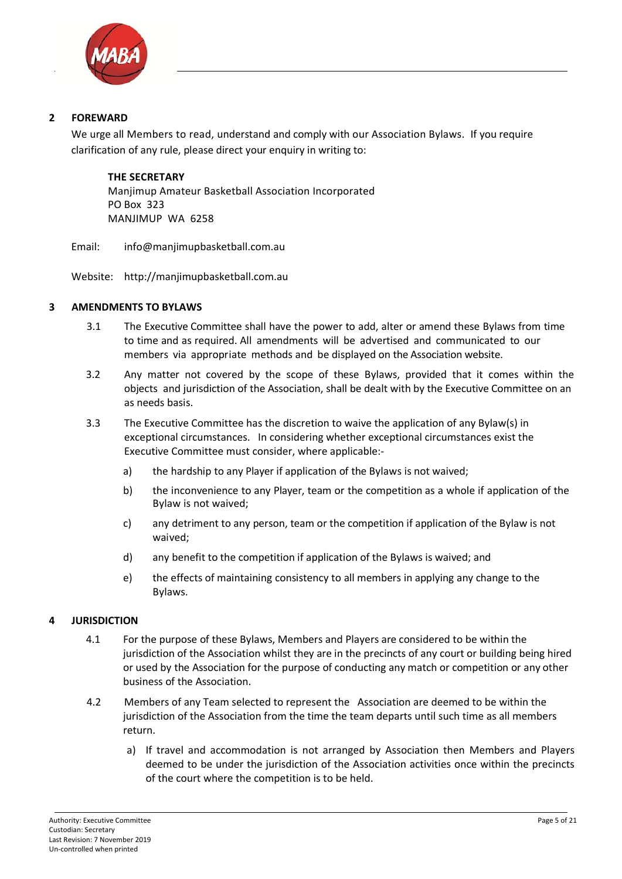## 2 FOREWARD

We urge all Members to read, understand and comply with our Association Bylaws. If you require clarification of any rule, please direct your enquiry in writing to:

**THE SECRETARY**
Manjimup Amateur Basketball Association Incorporated
PO Box 323
MANJIMUP WA 6258

Email: info@manjimupbasketball.com.au

Website: http://manjimupbasketball.com.au

## 3 AMENDMENTS TO BYLAWS

3.1 The Executive Committee shall have the power to add, alter or amend these Bylaws from time to time and as required. All amendments will be advertised and communicated to our members via appropriate methods and be displayed on the Association website.

3.2 Any matter not covered by the scope of these Bylaws, provided that it comes within the objects and jurisdiction of the Association, shall be dealt with by the Executive Committee on an as needs basis.

3.3 The Executive Committee has the discretion to waive the application of any Bylaw(s) in exceptional circumstances. In considering whether exceptional circumstances exist the Executive Committee must consider, where applicable:-

a) the hardship to any Player if application of the Bylaws is not waived;

b) the inconvenience to any Player, team or the competition as a whole if application of the Bylaw is not waived;

c) any detriment to any person, team or the competition if application of the Bylaw is not waived;

d) any benefit to the competition if application of the Bylaws is waived; and

e) the effects of maintaining consistency to all members in applying any change to the Bylaws.

## 4 JURISDICTION

4.1 For the purpose of these Bylaws, Members and Players are considered to be within the jurisdiction of the Association whilst they are in the precincts of any court or building being hired or used by the Association for the purpose of conducting any match or competition or any other business of the Association.

4.2 Members of any Team selected to represent the Association are deemed to be within the jurisdiction of the Association from the time the team departs until such time as all members return.

a) If travel and accommodation is not arranged by Association then Members and Players deemed to be under the jurisdiction of the Association activities once within the precincts of the court where the competition is to be held.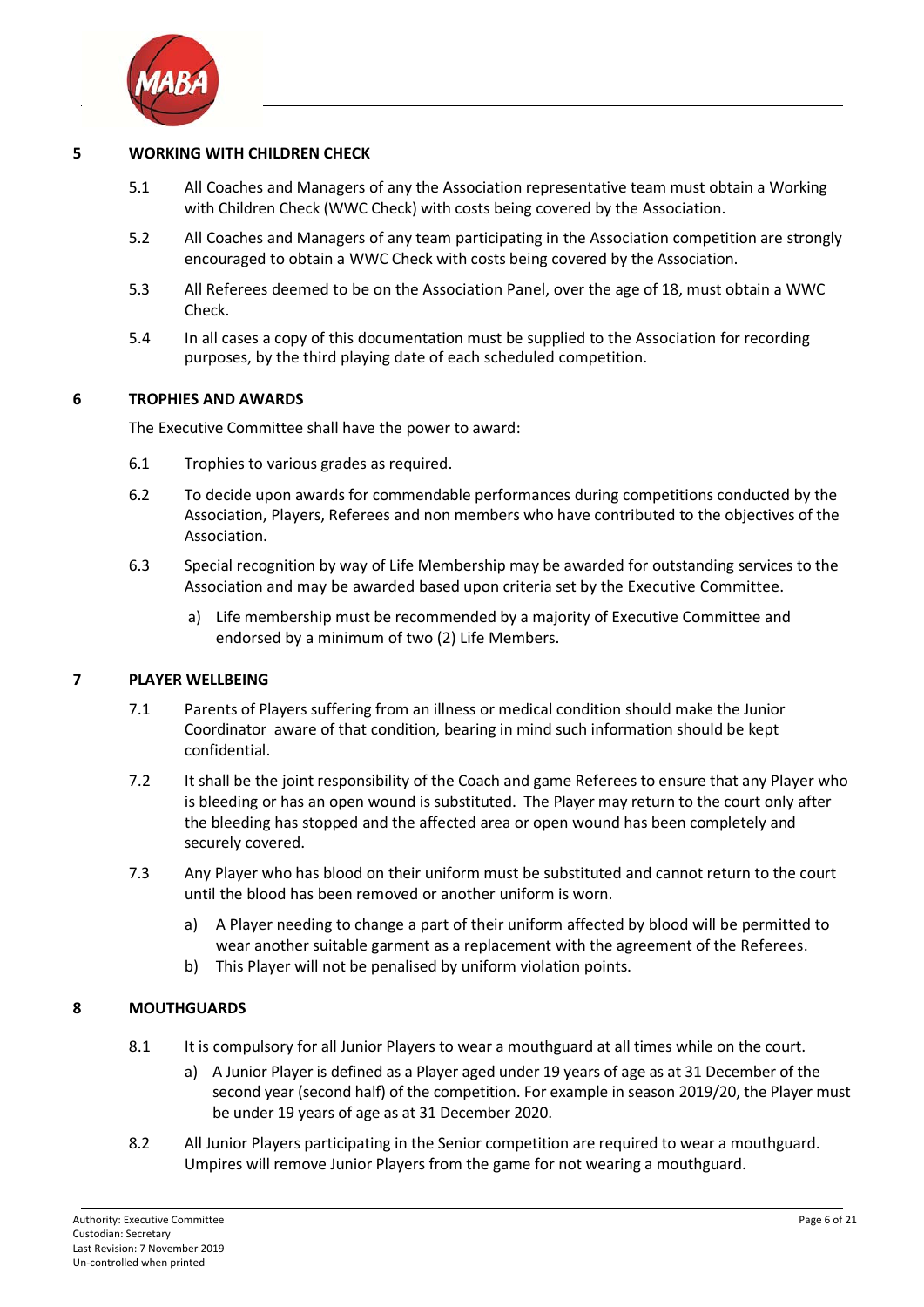## 5 WORKING WITH CHILDREN CHECK

5.1 All Coaches and Managers of any the Association representative team must obtain a Working with Children Check (WWC Check) with costs being covered by the Association.

5.2 All Coaches and Managers of any team participating in the Association competition are strongly encouraged to obtain a WWC Check with costs being covered by the Association.

5.3 All Referees deemed to be on the Association Panel, over the age of 18, must obtain a WWC Check.

5.4 In all cases a copy of this documentation must be supplied to the Association for recording purposes, by the third playing date of each scheduled competition.

## 6 TROPHIES AND AWARDS

The Executive Committee shall have the power to award:

6.1 Trophies to various grades as required.

6.2 To decide upon awards for commendable performances during competitions conducted by the Association, Players, Referees and non members who have contributed to the objectives of the Association.

6.3 Special recognition by way of Life Membership may be awarded for outstanding services to the Association and may be awarded based upon criteria set by the Executive Committee.

a) Life membership must be recommended by a majority of Executive Committee and endorsed by a minimum of two (2) Life Members.

## 7 PLAYER WELLBEING

7.1 Parents of Players suffering from an illness or medical condition should make the Junior Coordinator aware of that condition, bearing in mind such information should be kept confidential.

7.2 It shall be the joint responsibility of the Coach and game Referees to ensure that any Player who is bleeding or has an open wound is substituted. The Player may return to the court only after the bleeding has stopped and the affected area or open wound has been completely and securely covered.

7.3 Any Player who has blood on their uniform must be substituted and cannot return to the court until the blood has been removed or another uniform is worn.

a) A Player needing to change a part of their uniform affected by blood will be permitted to wear another suitable garment as a replacement with the agreement of the Referees.
b) This Player will not be penalised by uniform violation points.

## 8 MOUTHGUARDS

8.1 It is compulsory for all Junior Players to wear a mouthguard at all times while on the court.

a) A Junior Player is defined as a Player aged under 19 years of age as at 31 December of the second year (second half) of the competition. For example in season 2019/20, the Player must be under 19 years of age as at 31 December 2020.

8.2 All Junior Players participating in the Senior competition are required to wear a mouthguard. Umpires will remove Junior Players from the game for not wearing a mouthguard.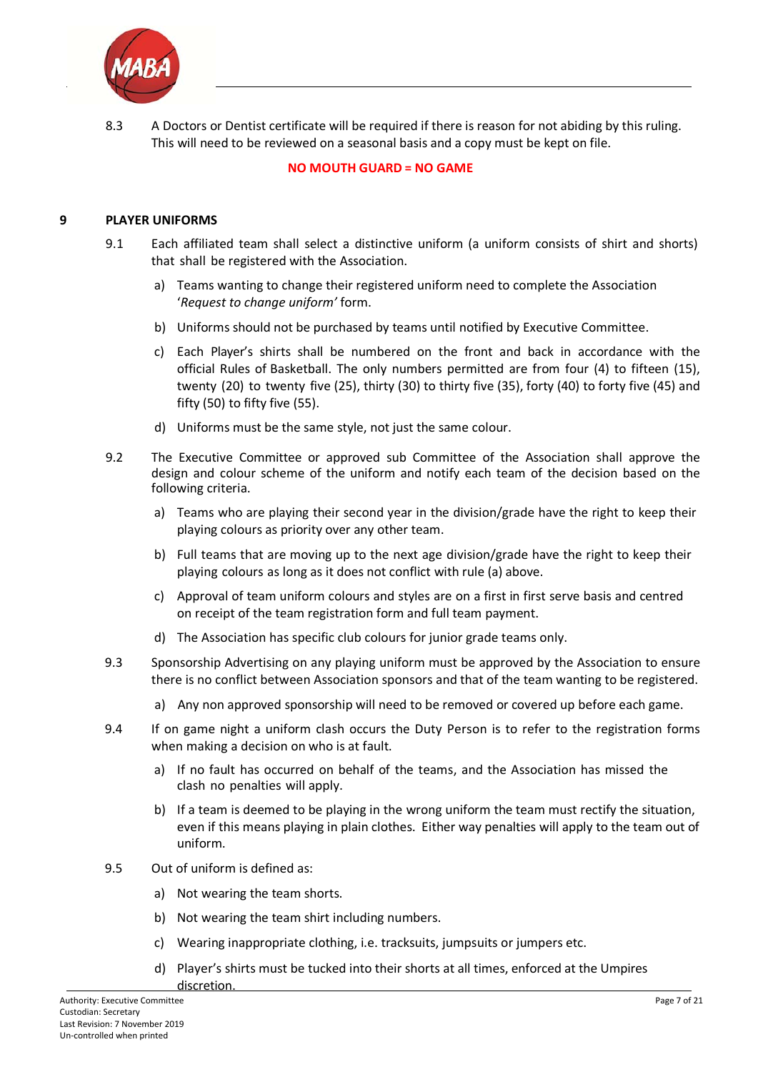8.3 A Doctors or Dentist certificate will be required if there is reason for not abiding by this ruling. This will need to be reviewed on a seasonal basis and a copy must be kept on file.

**NO MOUTH GUARD = NO GAME**

## 9 PLAYER UNIFORMS

9.1 Each affiliated team shall select a distinctive uniform (a uniform consists of shirt and shorts) that shall be registered with the Association.

a) Teams wanting to change their registered uniform need to complete the Association '*Request to change uniform'* form.

b) Uniforms should not be purchased by teams until notified by Executive Committee.

c) Each Player's shirts shall be numbered on the front and back in accordance with the official Rules of Basketball. The only numbers permitted are from four (4) to fifteen (15), twenty (20) to twenty five (25), thirty (30) to thirty five (35), forty (40) to forty five (45) and fifty (50) to fifty five (55).

d) Uniforms must be the same style, not just the same colour.

9.2 The Executive Committee or approved sub Committee of the Association shall approve the design and colour scheme of the uniform and notify each team of the decision based on the following criteria.

a) Teams who are playing their second year in the division/grade have the right to keep their playing colours as priority over any other team.

b) Full teams that are moving up to the next age division/grade have the right to keep their playing colours as long as it does not conflict with rule (a) above.

c) Approval of team uniform colours and styles are on a first in first serve basis and centred on receipt of the team registration form and full team payment.

d) The Association has specific club colours for junior grade teams only.

9.3 Sponsorship Advertising on any playing uniform must be approved by the Association to ensure there is no conflict between Association sponsors and that of the team wanting to be registered.

a) Any non approved sponsorship will need to be removed or covered up before each game.

9.4 If on game night a uniform clash occurs the Duty Person is to refer to the registration forms when making a decision on who is at fault.

a) If no fault has occurred on behalf of the teams, and the Association has missed the clash no penalties will apply.

b) If a team is deemed to be playing in the wrong uniform the team must rectify the situation, even if this means playing in plain clothes. Either way penalties will apply to the team out of uniform.

9.5 Out of uniform is defined as:

a) Not wearing the team shorts.

b) Not wearing the team shirt including numbers.

c) Wearing inappropriate clothing, i.e. tracksuits, jumpsuits or jumpers etc.

d) Player's shirts must be tucked into their shorts at all times, enforced at the Umpires discretion.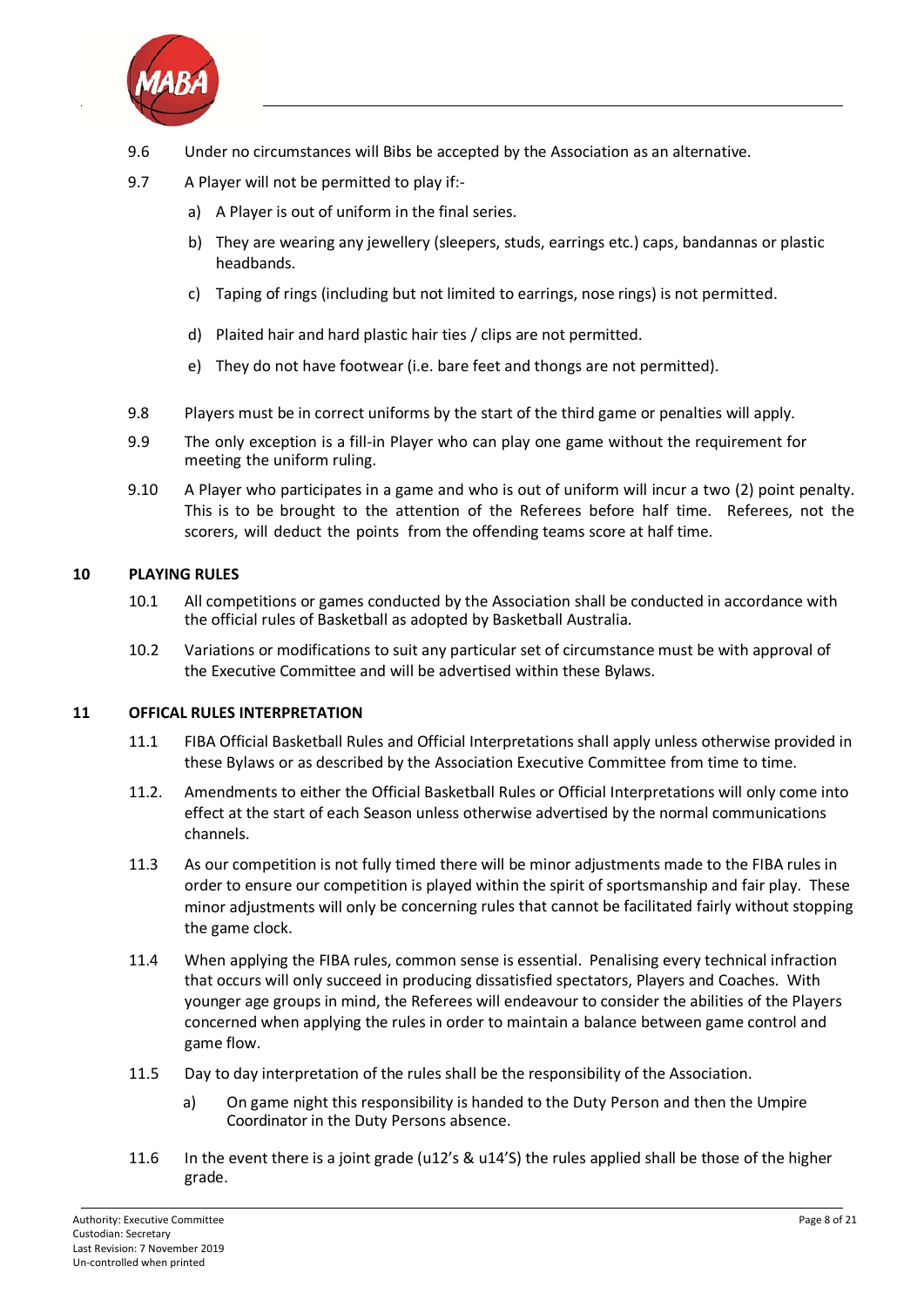9.6 Under no circumstances will Bibs be accepted by the Association as an alternative.

9.7 A Player will not be permitted to play if:-

a) A Player is out of uniform in the final series.

b) They are wearing any jewellery (sleepers, studs, earrings etc.) caps, bandannas or plastic headbands.

c) Taping of rings (including but not limited to earrings, nose rings) is not permitted.

d) Plaited hair and hard plastic hair ties / clips are not permitted.

e) They do not have footwear (i.e. bare feet and thongs are not permitted).

9.8 Players must be in correct uniforms by the start of the third game or penalties will apply.

9.9 The only exception is a fill-in Player who can play one game without the requirement for meeting the uniform ruling.

9.10 A Player who participates in a game and who is out of uniform will incur a two (2) point penalty. This is to be brought to the attention of the Referees before half time. Referees, not the scorers, will deduct the points from the offending teams score at half time.

## 10 PLAYING RULES

10.1 All competitions or games conducted by the Association shall be conducted in accordance with the official rules of Basketball as adopted by Basketball Australia.

10.2 Variations or modifications to suit any particular set of circumstance must be with approval of the Executive Committee and will be advertised within these Bylaws.

## 11 OFFICAL RULES INTERPRETATION

11.1 FIBA Official Basketball Rules and Official Interpretations shall apply unless otherwise provided in these Bylaws or as described by the Association Executive Committee from time to time.

11.2. Amendments to either the Official Basketball Rules or Official Interpretations will only come into effect at the start of each Season unless otherwise advertised by the normal communications channels.

11.3 As our competition is not fully timed there will be minor adjustments made to the FIBA rules in order to ensure our competition is played within the spirit of sportsmanship and fair play. These minor adjustments will only be concerning rules that cannot be facilitated fairly without stopping the game clock.

11.4 When applying the FIBA rules, common sense is essential. Penalising every technical infraction that occurs will only succeed in producing dissatisfied spectators, Players and Coaches. With younger age groups in mind, the Referees will endeavour to consider the abilities of the Players concerned when applying the rules in order to maintain a balance between game control and game flow.

11.5 Day to day interpretation of the rules shall be the responsibility of the Association.

a) On game night this responsibility is handed to the Duty Person and then the Umpire Coordinator in the Duty Persons absence.

11.6 In the event there is a joint grade (u12's & u14'S) the rules applied shall be those of the higher grade.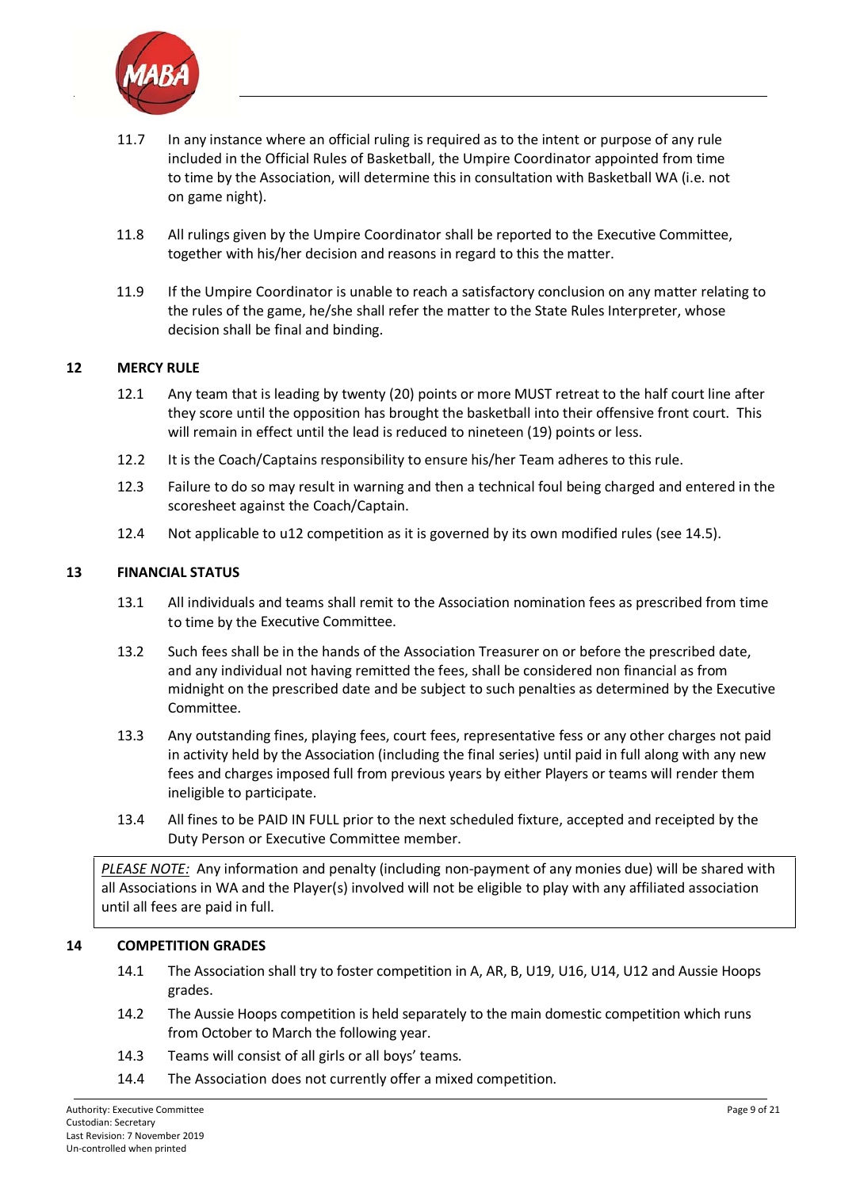11.7 In any instance where an official ruling is required as to the intent or purpose of any rule included in the Official Rules of Basketball, the Umpire Coordinator appointed from time to time by the Association, will determine this in consultation with Basketball WA (i.e. not on game night).

11.8 All rulings given by the Umpire Coordinator shall be reported to the Executive Committee, together with his/her decision and reasons in regard to this the matter.

11.9 If the Umpire Coordinator is unable to reach a satisfactory conclusion on any matter relating to the rules of the game, he/she shall refer the matter to the State Rules Interpreter, whose decision shall be final and binding.

## 12 MERCY RULE

12.1 Any team that is leading by twenty (20) points or more MUST retreat to the half court line after they score until the opposition has brought the basketball into their offensive front court. This will remain in effect until the lead is reduced to nineteen (19) points or less.

12.2 It is the Coach/Captains responsibility to ensure his/her Team adheres to this rule.

12.3 Failure to do so may result in warning and then a technical foul being charged and entered in the scoresheet against the Coach/Captain.

12.4 Not applicable to u12 competition as it is governed by its own modified rules (see 14.5).

## 13 FINANCIAL STATUS

13.1 All individuals and teams shall remit to the Association nomination fees as prescribed from time to time by the Executive Committee.

13.2 Such fees shall be in the hands of the Association Treasurer on or before the prescribed date, and any individual not having remitted the fees, shall be considered non financial as from midnight on the prescribed date and be subject to such penalties as determined by the Executive Committee.

13.3 Any outstanding fines, playing fees, court fees, representative fess or any other charges not paid in activity held by the Association (including the final series) until paid in full along with any new fees and charges imposed full from previous years by either Players or teams will render them ineligible to participate.

13.4 All fines to be PAID IN FULL prior to the next scheduled fixture, accepted and receipted by the Duty Person or Executive Committee member.

> *PLEASE NOTE:* Any information and penalty (including non-payment of any monies due) will be shared with all Associations in WA and the Player(s) involved will not be eligible to play with any affiliated association until all fees are paid in full.

## 14 COMPETITION GRADES

14.1 The Association shall try to foster competition in A, AR, B, U19, U16, U14, U12 and Aussie Hoops grades.

14.2 The Aussie Hoops competition is held separately to the main domestic competition which runs from October to March the following year.

14.3 Teams will consist of all girls or all boys' teams.

14.4 The Association does not currently offer a mixed competition.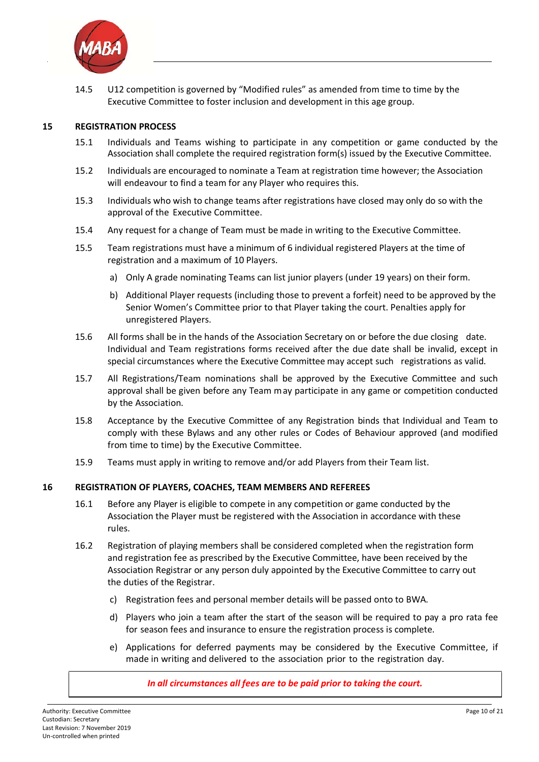14.5 U12 competition is governed by "Modified rules" as amended from time to time by the Executive Committee to foster inclusion and development in this age group.

## 15 REGISTRATION PROCESS

15.1 Individuals and Teams wishing to participate in any competition or game conducted by the Association shall complete the required registration form(s) issued by the Executive Committee.

15.2 Individuals are encouraged to nominate a Team at registration time however; the Association will endeavour to find a team for any Player who requires this.

15.3 Individuals who wish to change teams after registrations have closed may only do so with the approval of the Executive Committee.

15.4 Any request for a change of Team must be made in writing to the Executive Committee.

15.5 Team registrations must have a minimum of 6 individual registered Players at the time of registration and a maximum of 10 Players.

a) Only A grade nominating Teams can list junior players (under 19 years) on their form.

b) Additional Player requests (including those to prevent a forfeit) need to be approved by the Senior Women's Committee prior to that Player taking the court. Penalties apply for unregistered Players.

15.6 All forms shall be in the hands of the Association Secretary on or before the due closing date. Individual and Team registrations forms received after the due date shall be invalid, except in special circumstances where the Executive Committee may accept such registrations as valid.

15.7 All Registrations/Team nominations shall be approved by the Executive Committee and such approval shall be given before any Team may participate in any game or competition conducted by the Association.

15.8 Acceptance by the Executive Committee of any Registration binds that Individual and Team to comply with these Bylaws and any other rules or Codes of Behaviour approved (and modified from time to time) by the Executive Committee.

15.9 Teams must apply in writing to remove and/or add Players from their Team list.

## 16 REGISTRATION OF PLAYERS, COACHES, TEAM MEMBERS AND REFEREES

16.1 Before any Player is eligible to compete in any competition or game conducted by the Association the Player must be registered with the Association in accordance with these rules.

16.2 Registration of playing members shall be considered completed when the registration form and registration fee as prescribed by the Executive Committee, have been received by the Association Registrar or any person duly appointed by the Executive Committee to carry out the duties of the Registrar.

c) Registration fees and personal member details will be passed onto to BWA.

d) Players who join a team after the start of the season will be required to pay a pro rata fee for season fees and insurance to ensure the registration process is complete.

e) Applications for deferred payments may be considered by the Executive Committee, if made in writing and delivered to the association prior to the registration day.

***In all circumstances all fees are to be paid prior to taking the court.***

Authority: Executive Committee
Custodian: Secretary
Last Revision: 7 November 2019
Un-controlled when printed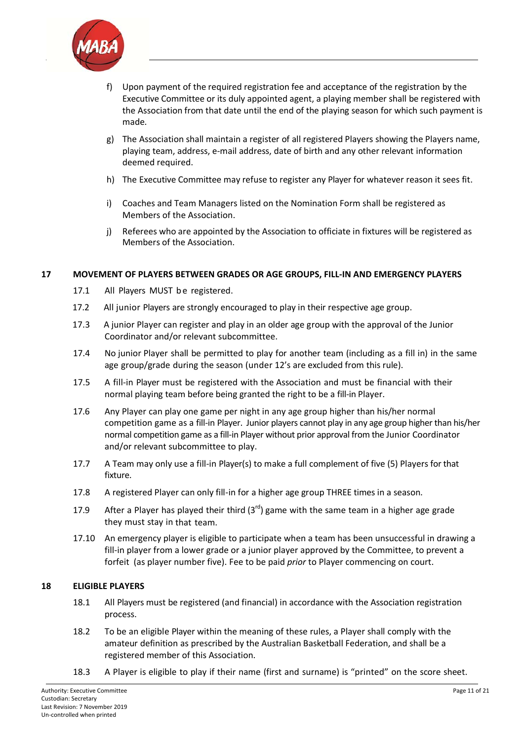f) Upon payment of the required registration fee and acceptance of the registration by the Executive Committee or its duly appointed agent, a playing member shall be registered with the Association from that date until the end of the playing season for which such payment is made.

g) The Association shall maintain a register of all registered Players showing the Players name, playing team, address, e-mail address, date of birth and any other relevant information deemed required.

h) The Executive Committee may refuse to register any Player for whatever reason it sees fit.

i) Coaches and Team Managers listed on the Nomination Form shall be registered as Members of the Association.

j) Referees who are appointed by the Association to officiate in fixtures will be registered as Members of the Association.

## 17 MOVEMENT OF PLAYERS BETWEEN GRADES OR AGE GROUPS, FILL-IN AND EMERGENCY PLAYERS

17.1 All Players MUST be registered.

17.2 All junior Players are strongly encouraged to play in their respective age group.

17.3 A junior Player can register and play in an older age group with the approval of the Junior Coordinator and/or relevant subcommittee.

17.4 No junior Player shall be permitted to play for another team (including as a fill in) in the same age group/grade during the season (under 12's are excluded from this rule).

17.5 A fill-in Player must be registered with the Association and must be financial with their normal playing team before being granted the right to be a fill-in Player.

17.6 Any Player can play one game per night in any age group higher than his/her normal competition game as a fill-in Player. Junior players cannot play in any age group higher than his/her normal competition game as a fill-in Player without prior approval from the Junior Coordinator and/or relevant subcommittee to play.

17.7 A Team may only use a fill-in Player(s) to make a full complement of five (5) Players for that fixture.

17.8 A registered Player can only fill-in for a higher age group THREE times in a season.

17.9 After a Player has played their third (3rd) game with the same team in a higher age grade they must stay in that team.

17.10 An emergency player is eligible to participate when a team has been unsuccessful in drawing a fill-in player from a lower grade or a junior player approved by the Committee, to prevent a forfeit (as player number five). Fee to be paid *prior* to Player commencing on court.

## 18 ELIGIBLE PLAYERS

18.1 All Players must be registered (and financial) in accordance with the Association registration process.

18.2 To be an eligible Player within the meaning of these rules, a Player shall comply with the amateur definition as prescribed by the Australian Basketball Federation, and shall be a registered member of this Association.

18.3 A Player is eligible to play if their name (first and surname) is "printed" on the score sheet.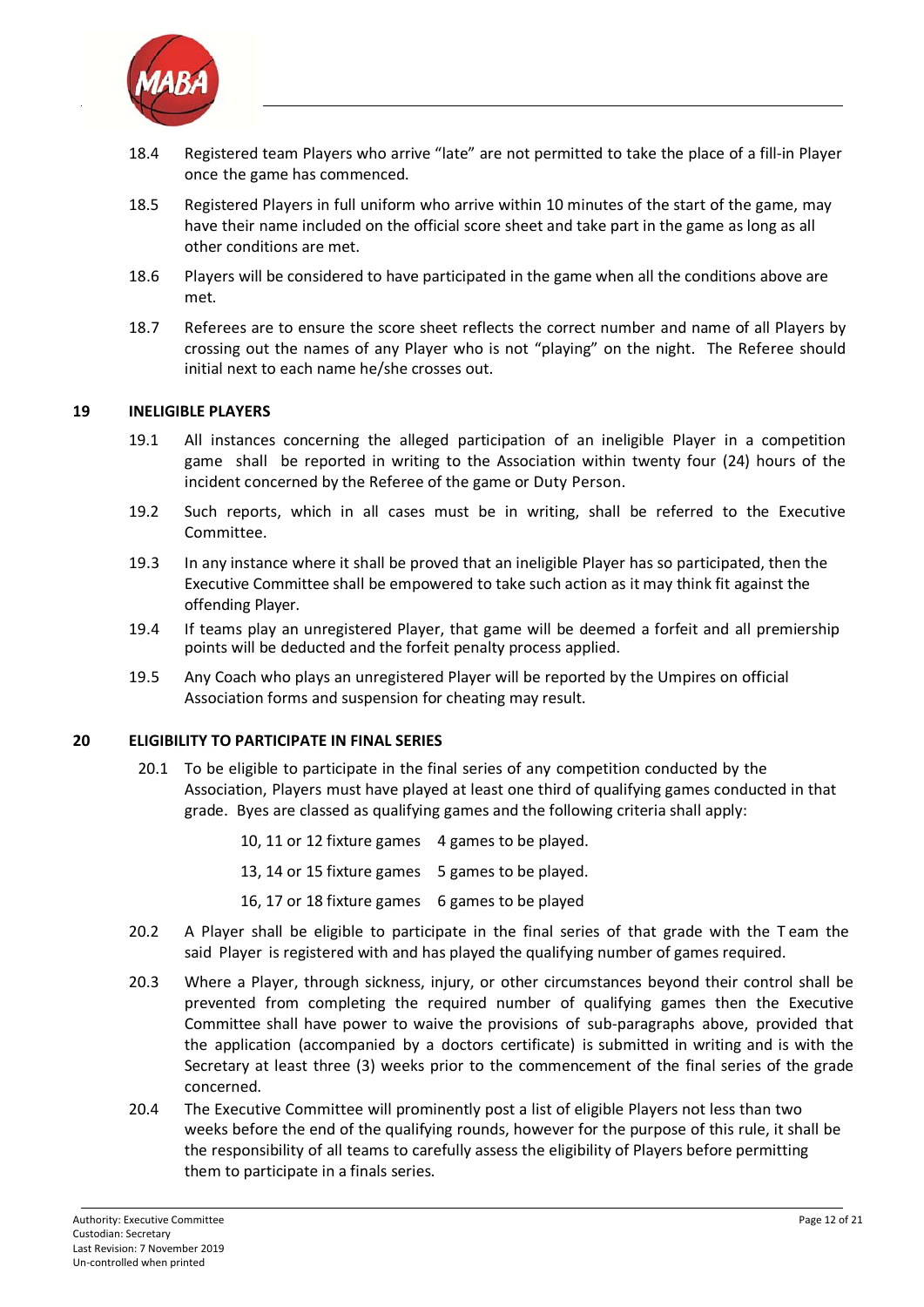18.4 Registered team Players who arrive "late" are not permitted to take the place of a fill-in Player once the game has commenced.

18.5 Registered Players in full uniform who arrive within 10 minutes of the start of the game, may have their name included on the official score sheet and take part in the game as long as all other conditions are met.

18.6 Players will be considered to have participated in the game when all the conditions above are met.

18.7 Referees are to ensure the score sheet reflects the correct number and name of all Players by crossing out the names of any Player who is not "playing" on the night. The Referee should initial next to each name he/she crosses out.

## 19 INELIGIBLE PLAYERS

19.1 All instances concerning the alleged participation of an ineligible Player in a competition game shall be reported in writing to the Association within twenty four (24) hours of the incident concerned by the Referee of the game or Duty Person.

19.2 Such reports, which in all cases must be in writing, shall be referred to the Executive Committee.

19.3 In any instance where it shall be proved that an ineligible Player has so participated, then the Executive Committee shall be empowered to take such action as it may think fit against the offending Player.

19.4 If teams play an unregistered Player, that game will be deemed a forfeit and all premiership points will be deducted and the forfeit penalty process applied.

19.5 Any Coach who plays an unregistered Player will be reported by the Umpires on official Association forms and suspension for cheating may result.

## 20 ELIGIBILITY TO PARTICIPATE IN FINAL SERIES

20.1 To be eligible to participate in the final series of any competition conducted by the Association, Players must have played at least one third of qualifying games conducted in that grade. Byes are classed as qualifying games and the following criteria shall apply:

| | |
|---|---|
| 10, 11 or 12 fixture games | 4 games to be played. |
| 13, 14 or 15 fixture games | 5 games to be played. |
| 16, 17 or 18 fixture games | 6 games to be played |

20.2 A Player shall be eligible to participate in the final series of that grade with the Team the said Player is registered with and has played the qualifying number of games required.

20.3 Where a Player, through sickness, injury, or other circumstances beyond their control shall be prevented from completing the required number of qualifying games then the Executive Committee shall have power to waive the provisions of sub-paragraphs above, provided that the application (accompanied by a doctors certificate) is submitted in writing and is with the Secretary at least three (3) weeks prior to the commencement of the final series of the grade concerned.

20.4 The Executive Committee will prominently post a list of eligible Players not less than two weeks before the end of the qualifying rounds, however for the purpose of this rule, it shall be the responsibility of all teams to carefully assess the eligibility of Players before permitting them to participate in a finals series.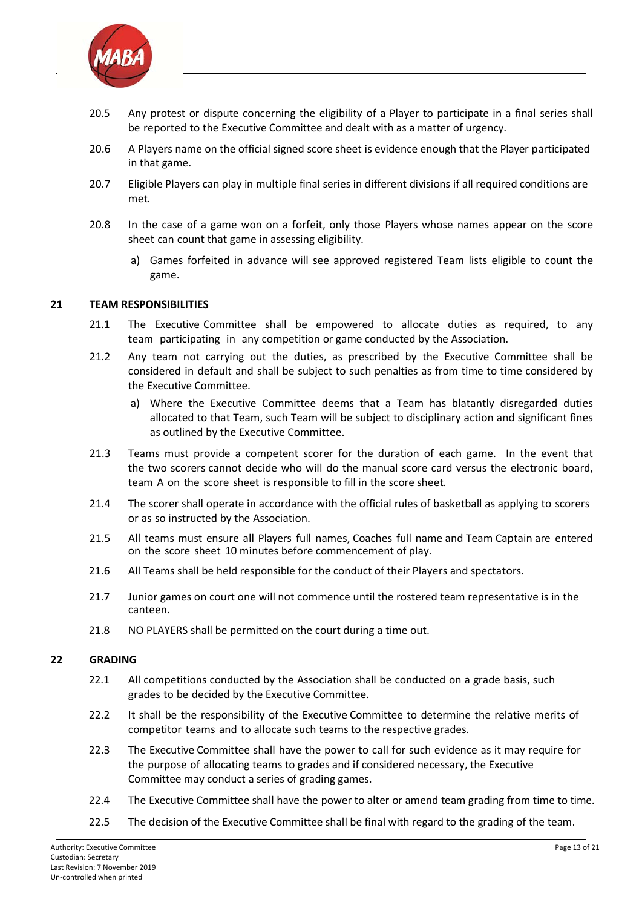20.5 Any protest or dispute concerning the eligibility of a Player to participate in a final series shall be reported to the Executive Committee and dealt with as a matter of urgency.

20.6 A Players name on the official signed score sheet is evidence enough that the Player participated in that game.

20.7 Eligible Players can play in multiple final series in different divisions if all required conditions are met.

20.8 In the case of a game won on a forfeit, only those Players whose names appear on the score sheet can count that game in assessing eligibility.

a) Games forfeited in advance will see approved registered Team lists eligible to count the game.

## 21 TEAM RESPONSIBILITIES

21.1 The Executive Committee shall be empowered to allocate duties as required, to any team participating in any competition or game conducted by the Association.

21.2 Any team not carrying out the duties, as prescribed by the Executive Committee shall be considered in default and shall be subject to such penalties as from time to time considered by the Executive Committee.

a) Where the Executive Committee deems that a Team has blatantly disregarded duties allocated to that Team, such Team will be subject to disciplinary action and significant fines as outlined by the Executive Committee.

21.3 Teams must provide a competent scorer for the duration of each game. In the event that the two scorers cannot decide who will do the manual score card versus the electronic board, team A on the score sheet is responsible to fill in the score sheet.

21.4 The scorer shall operate in accordance with the official rules of basketball as applying to scorers or as so instructed by the Association.

21.5 All teams must ensure all Players full names, Coaches full name and Team Captain are entered on the score sheet 10 minutes before commencement of play.

21.6 All Teams shall be held responsible for the conduct of their Players and spectators.

21.7 Junior games on court one will not commence until the rostered team representative is in the canteen.

21.8 NO PLAYERS shall be permitted on the court during a time out.

## 22 GRADING

22.1 All competitions conducted by the Association shall be conducted on a grade basis, such grades to be decided by the Executive Committee.

22.2 It shall be the responsibility of the Executive Committee to determine the relative merits of competitor teams and to allocate such teams to the respective grades.

22.3 The Executive Committee shall have the power to call for such evidence as it may require for the purpose of allocating teams to grades and if considered necessary, the Executive Committee may conduct a series of grading games.

22.4 The Executive Committee shall have the power to alter or amend team grading from time to time.

22.5 The decision of the Executive Committee shall be final with regard to the grading of the team.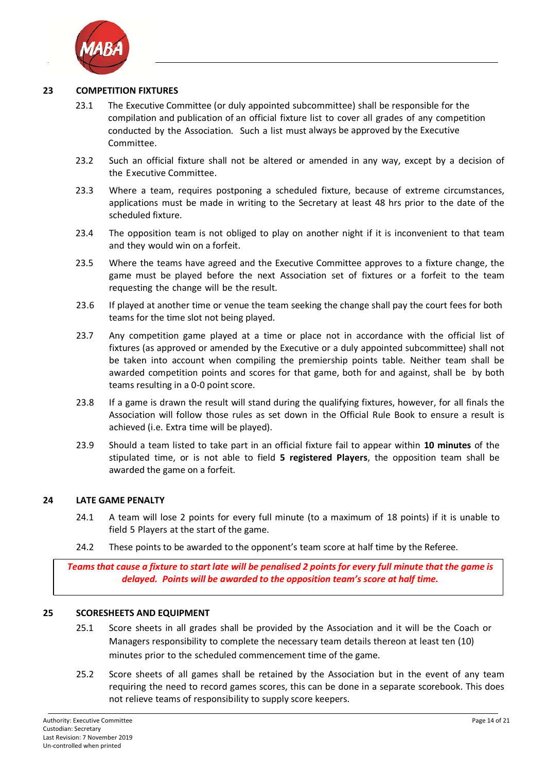## 23 COMPETITION FIXTURES

23.1 The Executive Committee (or duly appointed subcommittee) shall be responsible for the compilation and publication of an official fixture list to cover all grades of any competition conducted by the Association. Such a list must always be approved by the Executive Committee.

23.2 Such an official fixture shall not be altered or amended in any way, except by a decision of the Executive Committee.

23.3 Where a team, requires postponing a scheduled fixture, because of extreme circumstances, applications must be made in writing to the Secretary at least 48 hrs prior to the date of the scheduled fixture.

23.4 The opposition team is not obliged to play on another night if it is inconvenient to that team and they would win on a forfeit.

23.5 Where the teams have agreed and the Executive Committee approves to a fixture change, the game must be played before the next Association set of fixtures or a forfeit to the team requesting the change will be the result.

23.6 If played at another time or venue the team seeking the change shall pay the court fees for both teams for the time slot not being played.

23.7 Any competition game played at a time or place not in accordance with the official list of fixtures (as approved or amended by the Executive or a duly appointed subcommittee) shall not be taken into account when compiling the premiership points table. Neither team shall be awarded competition points and scores for that game, both for and against, shall be by both teams resulting in a 0-0 point score.

23.8 If a game is drawn the result will stand during the qualifying fixtures, however, for all finals the Association will follow those rules as set down in the Official Rule Book to ensure a result is achieved (i.e. Extra time will be played).

23.9 Should a team listed to take part in an official fixture fail to appear within **10 minutes** of the stipulated time, or is not able to field **5 registered Players**, the opposition team shall be awarded the game on a forfeit.

## 24 LATE GAME PENALTY

24.1 A team will lose 2 points for every full minute (to a maximum of 18 points) if it is unable to field 5 Players at the start of the game.

24.2 These points to be awarded to the opponent's team score at half time by the Referee.

***Teams that cause a fixture to start late will be penalised 2 points for every full minute that the game is delayed. Points will be awarded to the opposition team's score at half time.***

## 25 SCORESHEETS AND EQUIPMENT

25.1 Score sheets in all grades shall be provided by the Association and it will be the Coach or Managers responsibility to complete the necessary team details thereon at least ten (10) minutes prior to the scheduled commencement time of the game.

25.2 Score sheets of all games shall be retained by the Association but in the event of any team requiring the need to record games scores, this can be done in a separate scorebook. This does not relieve teams of responsibility to supply score keepers.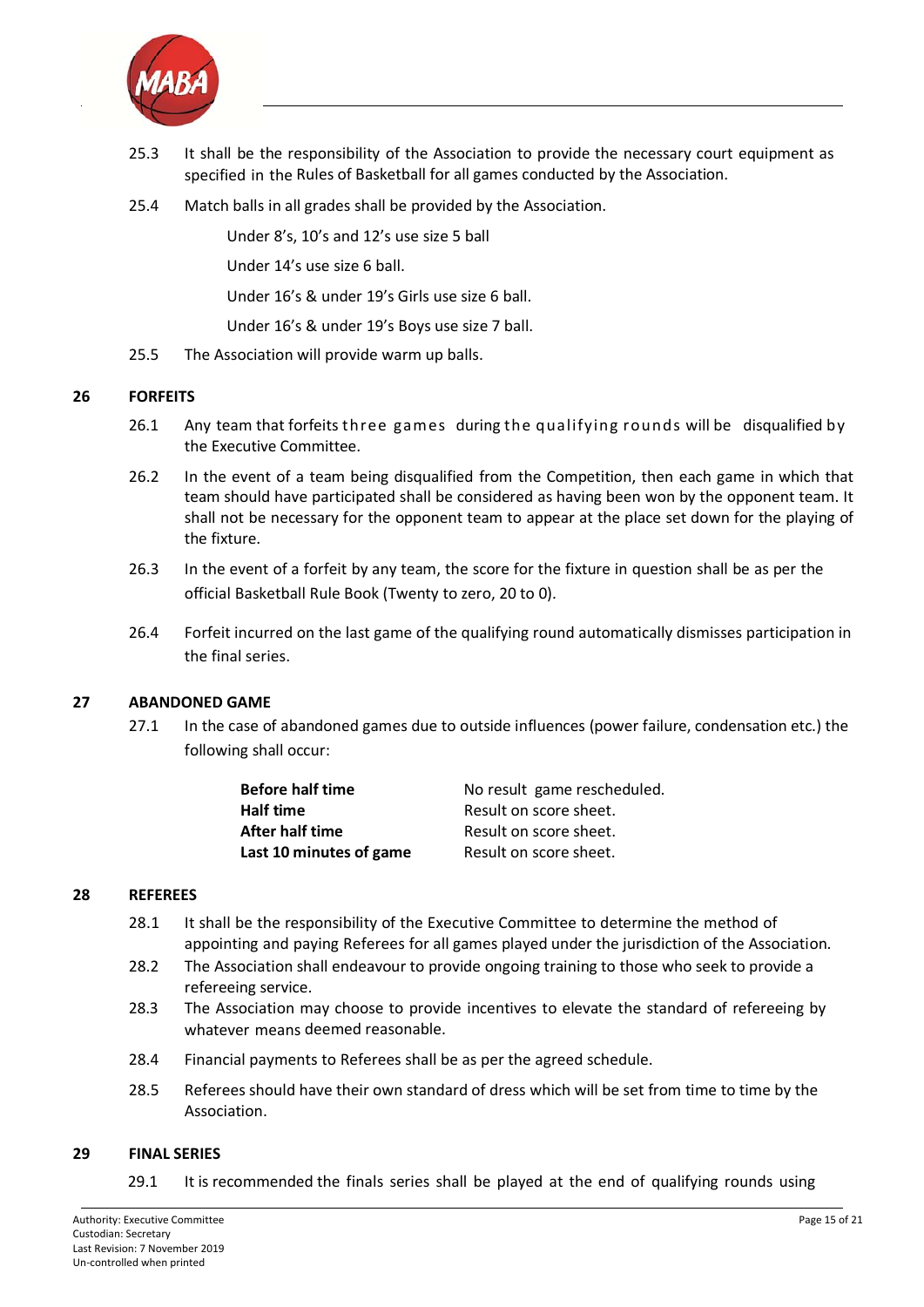25.3 It shall be the responsibility of the Association to provide the necessary court equipment as specified in the Rules of Basketball for all games conducted by the Association.

25.4 Match balls in all grades shall be provided by the Association.

Under 8's, 10's and 12's use size 5 ball

Under 14's use size 6 ball.

Under 16's & under 19's Girls use size 6 ball.

Under 16's & under 19's Boys use size 7 ball.

25.5 The Association will provide warm up balls.

## 26 FORFEITS

26.1 Any team that forfeits three games during the qualifying rounds will be disqualified by the Executive Committee.

26.2 In the event of a team being disqualified from the Competition, then each game in which that team should have participated shall be considered as having been won by the opponent team. It shall not be necessary for the opponent team to appear at the place set down for the playing of the fixture.

26.3 In the event of a forfeit by any team, the score for the fixture in question shall be as per the official Basketball Rule Book (Twenty to zero, 20 to 0).

26.4 Forfeit incurred on the last game of the qualifying round automatically dismisses participation in the final series.

## 27 ABANDONED GAME

27.1 In the case of abandoned games due to outside influences (power failure, condensation etc.) the following shall occur:

| | |
|---|---|
| **Before half time** | No result game rescheduled. |
| **Half time** | Result on score sheet. |
| **After half time** | Result on score sheet. |
| **Last 10 minutes of game** | Result on score sheet. |

## 28 REFEREES

28.1 It shall be the responsibility of the Executive Committee to determine the method of appointing and paying Referees for all games played under the jurisdiction of the Association.

28.2 The Association shall endeavour to provide ongoing training to those who seek to provide a refereeing service.

28.3 The Association may choose to provide incentives to elevate the standard of refereeing by whatever means deemed reasonable.

28.4 Financial payments to Referees shall be as per the agreed schedule.

28.5 Referees should have their own standard of dress which will be set from time to time by the Association.

## 29 FINAL SERIES

29.1 It is recommended the finals series shall be played at the end of qualifying rounds using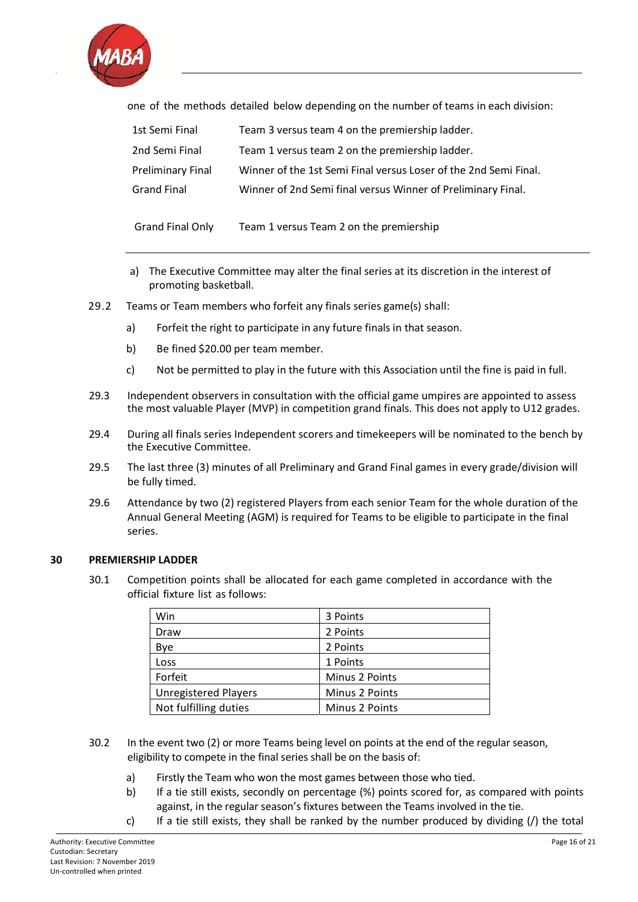one of the methods detailed below depending on the number of teams in each division:

| | |
|---|---|
| 1st Semi Final | Team 3 versus team 4 on the premiership ladder. |
| 2nd Semi Final | Team 1 versus team 2 on the premiership ladder. |
| Preliminary Final | Winner of the 1st Semi Final versus Loser of the 2nd Semi Final. |
| Grand Final | Winner of 2nd Semi final versus Winner of Preliminary Final. |
| Grand Final Only | Team 1 versus Team 2 on the premiership |

a) The Executive Committee may alter the final series at its discretion in the interest of promoting basketball.

29.2 Teams or Team members who forfeit any finals series game(s) shall:

a) Forfeit the right to participate in any future finals in that season.

b) Be fined $20.00 per team member.

c) Not be permitted to play in the future with this Association until the fine is paid in full.

29.3 Independent observers in consultation with the official game umpires are appointed to assess the most valuable Player (MVP) in competition grand finals. This does not apply to U12 grades.

29.4 During all finals series Independent scorers and timekeepers will be nominated to the bench by the Executive Committee.

29.5 The last three (3) minutes of all Preliminary and Grand Final games in every grade/division will be fully timed.

29.6 Attendance by two (2) registered Players from each senior Team for the whole duration of the Annual General Meeting (AGM) is required for Teams to be eligible to participate in the final series.

## 30 PREMIERSHIP LADDER

30.1 Competition points shall be allocated for each game completed in accordance with the official fixture list as follows:

| | |
|---|---|
| Win | 3 Points |
| Draw | 2 Points |
| Bye | 2 Points |
| Loss | 1 Points |
| Forfeit | Minus 2 Points |
| Unregistered Players | Minus 2 Points |
| Not fulfilling duties | Minus 2 Points |

30.2 In the event two (2) or more Teams being level on points at the end of the regular season, eligibility to compete in the final series shall be on the basis of:

a) Firstly the Team who won the most games between those who tied.

b) If a tie still exists, secondly on percentage (%) points scored for, as compared with points against, in the regular season's fixtures between the Teams involved in the tie.

c) If a tie still exists, they shall be ranked by the number produced by dividing (/) the total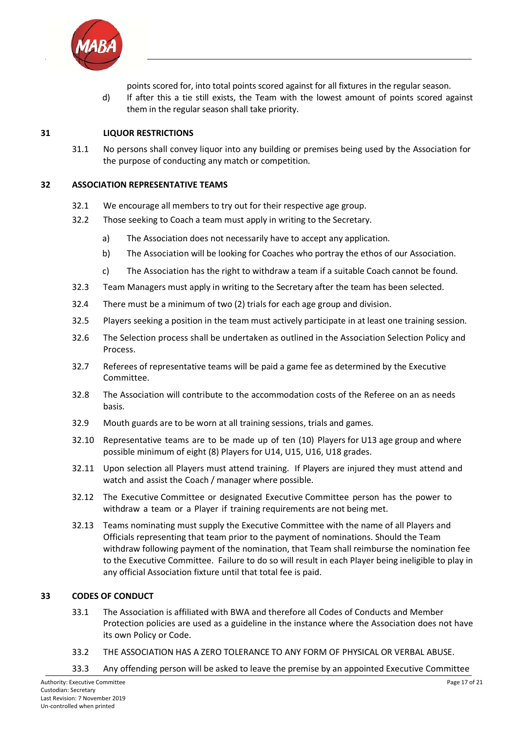points scored for, into total points scored against for all fixtures in the regular season.

d) If after this a tie still exists, the Team with the lowest amount of points scored against them in the regular season shall take priority.

## 31 LIQUOR RESTRICTIONS

31.1 No persons shall convey liquor into any building or premises being used by the Association for the purpose of conducting any match or competition.

## 32 ASSOCIATION REPRESENTATIVE TEAMS

32.1 We encourage all members to try out for their respective age group.

32.2 Those seeking to Coach a team must apply in writing to the Secretary.

a) The Association does not necessarily have to accept any application.

b) The Association will be looking for Coaches who portray the ethos of our Association.

c) The Association has the right to withdraw a team if a suitable Coach cannot be found.

32.3 Team Managers must apply in writing to the Secretary after the team has been selected.

32.4 There must be a minimum of two (2) trials for each age group and division.

32.5 Players seeking a position in the team must actively participate in at least one training session.

32.6 The Selection process shall be undertaken as outlined in the Association Selection Policy and Process.

32.7 Referees of representative teams will be paid a game fee as determined by the Executive Committee.

32.8 The Association will contribute to the accommodation costs of the Referee on an as needs basis.

32.9 Mouth guards are to be worn at all training sessions, trials and games.

32.10 Representative teams are to be made up of ten (10) Players for U13 age group and where possible minimum of eight (8) Players for U14, U15, U16, U18 grades.

32.11 Upon selection all Players must attend training. If Players are injured they must attend and watch and assist the Coach / manager where possible.

32.12 The Executive Committee or designated Executive Committee person has the power to withdraw a team or a Player if training requirements are not being met.

32.13 Teams nominating must supply the Executive Committee with the name of all Players and Officials representing that team prior to the payment of nominations. Should the Team withdraw following payment of the nomination, that Team shall reimburse the nomination fee to the Executive Committee. Failure to do so will result in each Player being ineligible to play in any official Association fixture until that total fee is paid.

## 33 CODES OF CONDUCT

33.1 The Association is affiliated with BWA and therefore all Codes of Conducts and Member Protection policies are used as a guideline in the instance where the Association does not have its own Policy or Code.

33.2 THE ASSOCIATION HAS A ZERO TOLERANCE TO ANY FORM OF PHYSICAL OR VERBAL ABUSE.

33.3 Any offending person will be asked to leave the premise by an appointed Executive Committee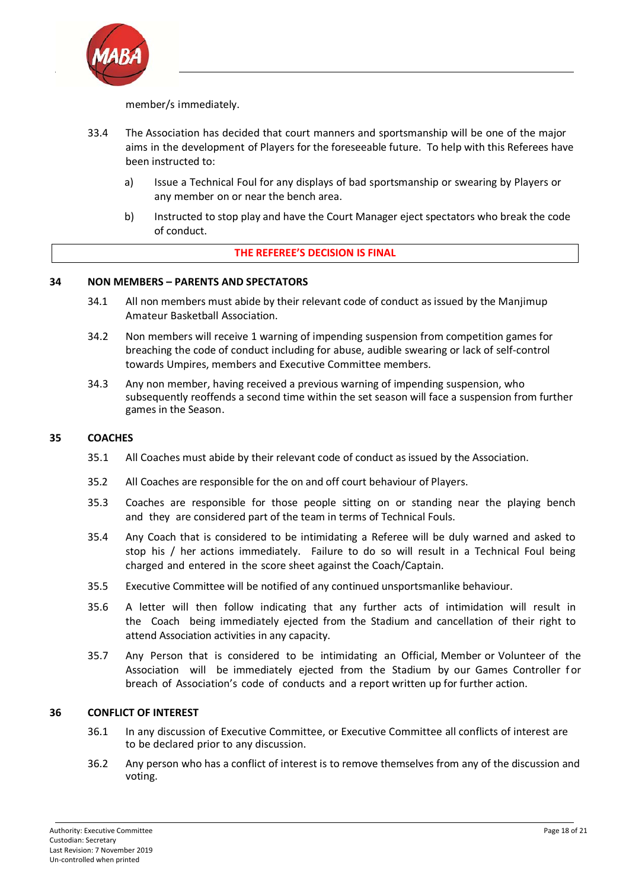member/s immediately.

33.4 The Association has decided that court manners and sportsmanship will be one of the major aims in the development of Players for the foreseeable future. To help with this Referees have been instructed to:

a) Issue a Technical Foul for any displays of bad sportsmanship or swearing by Players or any member on or near the bench area.

b) Instructed to stop play and have the Court Manager eject spectators who break the code of conduct.

**THE REFEREE'S DECISION IS FINAL**

## 34 NON MEMBERS – PARENTS AND SPECTATORS

34.1 All non members must abide by their relevant code of conduct as issued by the Manjimup Amateur Basketball Association.

34.2 Non members will receive 1 warning of impending suspension from competition games for breaching the code of conduct including for abuse, audible swearing or lack of self-control towards Umpires, members and Executive Committee members.

34.3 Any non member, having received a previous warning of impending suspension, who subsequently reoffends a second time within the set season will face a suspension from further games in the Season.

## 35 COACHES

35.1 All Coaches must abide by their relevant code of conduct as issued by the Association.

35.2 All Coaches are responsible for the on and off court behaviour of Players.

35.3 Coaches are responsible for those people sitting on or standing near the playing bench and they are considered part of the team in terms of Technical Fouls.

35.4 Any Coach that is considered to be intimidating a Referee will be duly warned and asked to stop his / her actions immediately. Failure to do so will result in a Technical Foul being charged and entered in the score sheet against the Coach/Captain.

35.5 Executive Committee will be notified of any continued unsportsmanlike behaviour.

35.6 A letter will then follow indicating that any further acts of intimidation will result in the Coach being immediately ejected from the Stadium and cancellation of their right to attend Association activities in any capacity.

35.7 Any Person that is considered to be intimidating an Official, Member or Volunteer of the Association will be immediately ejected from the Stadium by our Games Controller for breach of Association's code of conducts and a report written up for further action.

## 36 CONFLICT OF INTEREST

36.1 In any discussion of Executive Committee, or Executive Committee all conflicts of interest are to be declared prior to any discussion.

36.2 Any person who has a conflict of interest is to remove themselves from any of the discussion and voting.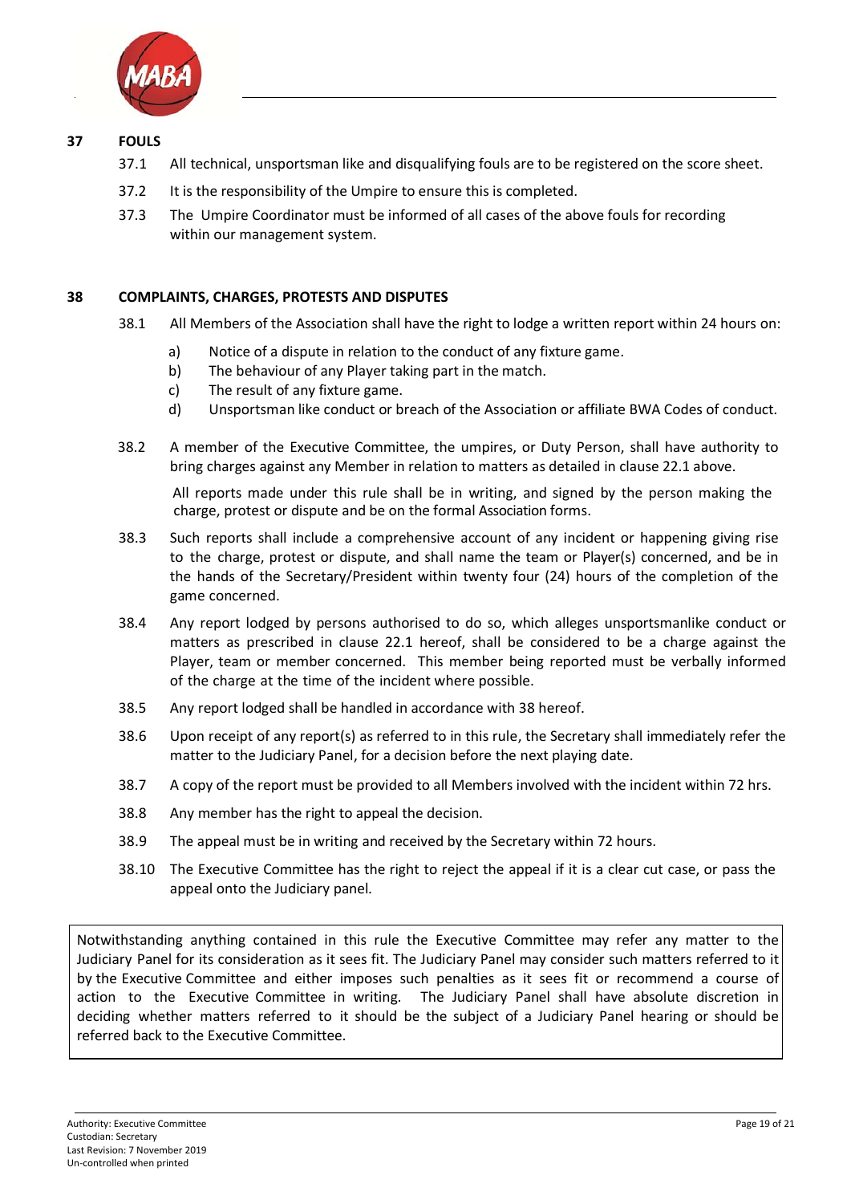## 37 FOULS

37.1 All technical, unsportsman like and disqualifying fouls are to be registered on the score sheet.

37.2 It is the responsibility of the Umpire to ensure this is completed.

37.3 The Umpire Coordinator must be informed of all cases of the above fouls for recording within our management system.

## 38 COMPLAINTS, CHARGES, PROTESTS AND DISPUTES

38.1 All Members of the Association shall have the right to lodge a written report within 24 hours on:

a) Notice of a dispute in relation to the conduct of any fixture game.
b) The behaviour of any Player taking part in the match.
c) The result of any fixture game.
d) Unsportsman like conduct or breach of the Association or affiliate BWA Codes of conduct.

38.2 A member of the Executive Committee, the umpires, or Duty Person, shall have authority to bring charges against any Member in relation to matters as detailed in clause 22.1 above.

All reports made under this rule shall be in writing, and signed by the person making the charge, protest or dispute and be on the formal Association forms.

38.3 Such reports shall include a comprehensive account of any incident or happening giving rise to the charge, protest or dispute, and shall name the team or Player(s) concerned, and be in the hands of the Secretary/President within twenty four (24) hours of the completion of the game concerned.

38.4 Any report lodged by persons authorised to do so, which alleges unsportsmanlike conduct or matters as prescribed in clause 22.1 hereof, shall be considered to be a charge against the Player, team or member concerned. This member being reported must be verbally informed of the charge at the time of the incident where possible.

38.5 Any report lodged shall be handled in accordance with 38 hereof.

38.6 Upon receipt of any report(s) as referred to in this rule, the Secretary shall immediately refer the matter to the Judiciary Panel, for a decision before the next playing date.

38.7 A copy of the report must be provided to all Members involved with the incident within 72 hrs.

38.8 Any member has the right to appeal the decision.

38.9 The appeal must be in writing and received by the Secretary within 72 hours.

38.10 The Executive Committee has the right to reject the appeal if it is a clear cut case, or pass the appeal onto the Judiciary panel.

Notwithstanding anything contained in this rule the Executive Committee may refer any matter to the Judiciary Panel for its consideration as it sees fit. The Judiciary Panel may consider such matters referred to it by the Executive Committee and either imposes such penalties as it sees fit or recommend a course of action to the Executive Committee in writing. The Judiciary Panel shall have absolute discretion in deciding whether matters referred to it should be the subject of a Judiciary Panel hearing or should be referred back to the Executive Committee.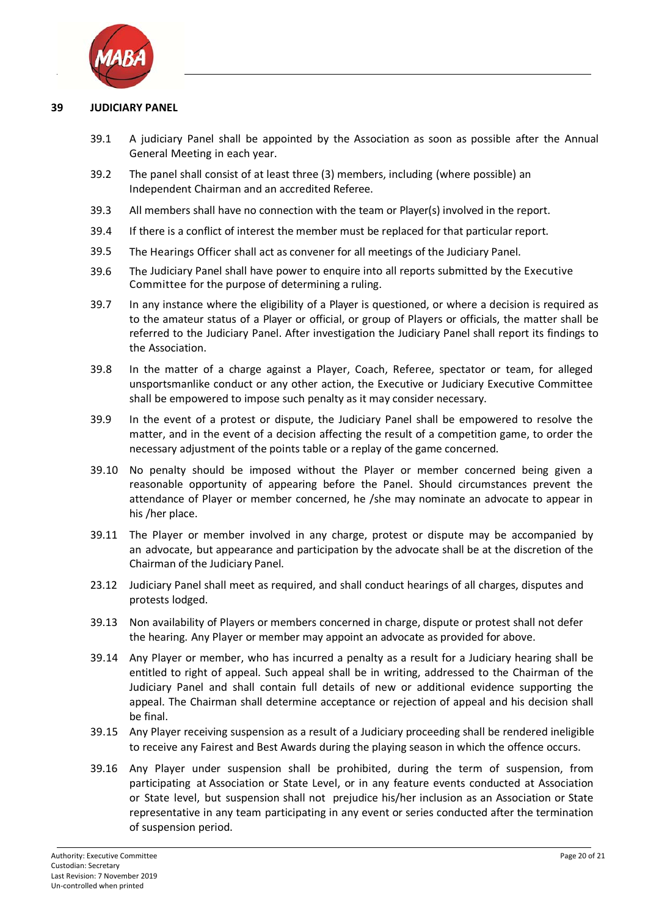## 39 JUDICIARY PANEL

39.1 A judiciary Panel shall be appointed by the Association as soon as possible after the Annual General Meeting in each year.

39.2 The panel shall consist of at least three (3) members, including (where possible) an Independent Chairman and an accredited Referee.

39.3 All members shall have no connection with the team or Player(s) involved in the report.

39.4 If there is a conflict of interest the member must be replaced for that particular report.

39.5 The Hearings Officer shall act as convener for all meetings of the Judiciary Panel.

39.6 The Judiciary Panel shall have power to enquire into all reports submitted by the Executive Committee for the purpose of determining a ruling.

39.7 In any instance where the eligibility of a Player is questioned, or where a decision is required as to the amateur status of a Player or official, or group of Players or officials, the matter shall be referred to the Judiciary Panel. After investigation the Judiciary Panel shall report its findings to the Association.

39.8 In the matter of a charge against a Player, Coach, Referee, spectator or team, for alleged unsportsmanlike conduct or any other action, the Executive or Judiciary Executive Committee shall be empowered to impose such penalty as it may consider necessary.

39.9 In the event of a protest or dispute, the Judiciary Panel shall be empowered to resolve the matter, and in the event of a decision affecting the result of a competition game, to order the necessary adjustment of the points table or a replay of the game concerned.

39.10 No penalty should be imposed without the Player or member concerned being given a reasonable opportunity of appearing before the Panel. Should circumstances prevent the attendance of Player or member concerned, he /she may nominate an advocate to appear in his /her place.

39.11 The Player or member involved in any charge, protest or dispute may be accompanied by an advocate, but appearance and participation by the advocate shall be at the discretion of the Chairman of the Judiciary Panel.

23.12 Judiciary Panel shall meet as required, and shall conduct hearings of all charges, disputes and protests lodged.

39.13 Non availability of Players or members concerned in charge, dispute or protest shall not defer the hearing. Any Player or member may appoint an advocate as provided for above.

39.14 Any Player or member, who has incurred a penalty as a result for a Judiciary hearing shall be entitled to right of appeal. Such appeal shall be in writing, addressed to the Chairman of the Judiciary Panel and shall contain full details of new or additional evidence supporting the appeal. The Chairman shall determine acceptance or rejection of appeal and his decision shall be final.

39.15 Any Player receiving suspension as a result of a Judiciary proceeding shall be rendered ineligible to receive any Fairest and Best Awards during the playing season in which the offence occurs.

39.16 Any Player under suspension shall be prohibited, during the term of suspension, from participating at Association or State Level, or in any feature events conducted at Association or State level, but suspension shall not prejudice his/her inclusion as an Association or State representative in any team participating in any event or series conducted after the termination of suspension period.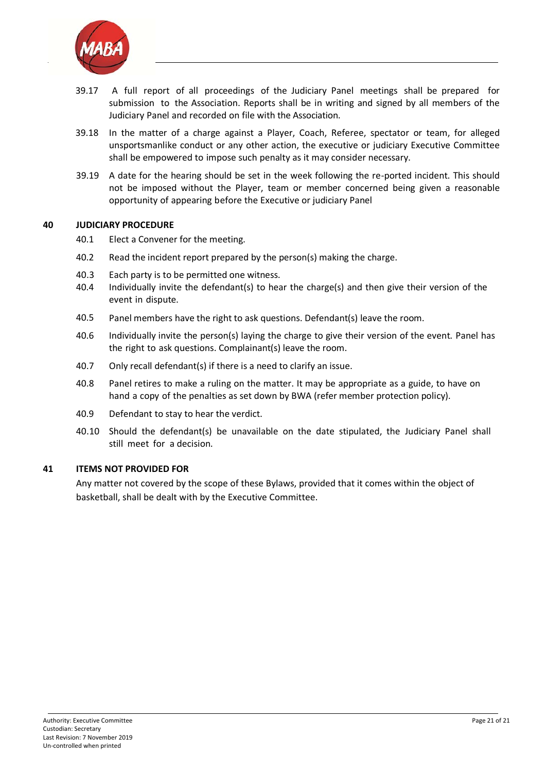39.17 A full report of all proceedings of the Judiciary Panel meetings shall be prepared for submission to the Association. Reports shall be in writing and signed by all members of the Judiciary Panel and recorded on file with the Association.

39.18 In the matter of a charge against a Player, Coach, Referee, spectator or team, for alleged unsportsmanlike conduct or any other action, the executive or judiciary Executive Committee shall be empowered to impose such penalty as it may consider necessary.

39.19 A date for the hearing should be set in the week following the re-ported incident. This should not be imposed without the Player, team or member concerned being given a reasonable opportunity of appearing before the Executive or judiciary Panel

## 40 JUDICIARY PROCEDURE

40.1 Elect a Convener for the meeting.

40.2 Read the incident report prepared by the person(s) making the charge.

40.3 Each party is to be permitted one witness.

40.4 Individually invite the defendant(s) to hear the charge(s) and then give their version of the event in dispute.

40.5 Panel members have the right to ask questions. Defendant(s) leave the room.

40.6 Individually invite the person(s) laying the charge to give their version of the event. Panel has the right to ask questions. Complainant(s) leave the room.

40.7 Only recall defendant(s) if there is a need to clarify an issue.

40.8 Panel retires to make a ruling on the matter. It may be appropriate as a guide, to have on hand a copy of the penalties as set down by BWA (refer member protection policy).

40.9 Defendant to stay to hear the verdict.

40.10 Should the defendant(s) be unavailable on the date stipulated, the Judiciary Panel shall still meet for a decision.

## 41 ITEMS NOT PROVIDED FOR

Any matter not covered by the scope of these Bylaws, provided that it comes within the object of basketball, shall be dealt with by the Executive Committee.